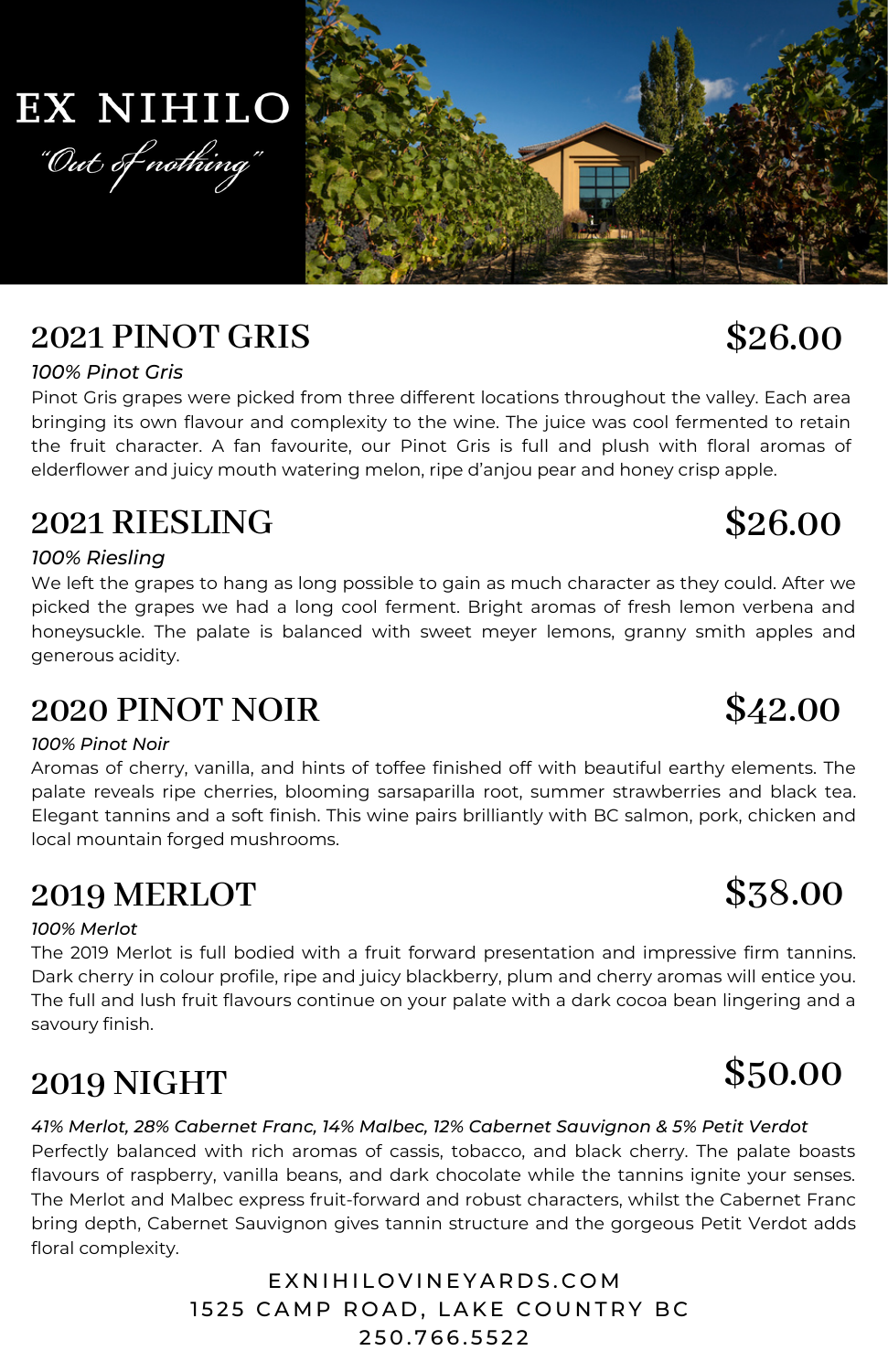# EX NIHILO

*"Out of nothing"*

## 2021 PINOT GRIS — $26.00

*100% Pinot Gris*

Pinot Gris grapes were picked from three different locations throughout the valley. Each area bringing its own flavour and complexity to the wine. The juice was cool fermented to retain the fruit character. A fan favourite, our Pinot Gris is full and plush with floral aromas of elderflower and juicy mouth watering melon, ripe d'anjou pear and honey crisp apple.

## 2021 RIESLING — $26.00

*100% Riesling*

We left the grapes to hang as long possible to gain as much character as they could. After we picked the grapes we had a long cool ferment. Bright aromas of fresh lemon verbena and honeysuckle. The palate is balanced with sweet meyer lemons, granny smith apples and generous acidity.

## 2020 PINOT NOIR — $42.00

*100% Pinot Noir*

Aromas of cherry, vanilla, and hints of toffee finished off with beautiful earthy elements. The palate reveals ripe cherries, blooming sarsaparilla root, summer strawberries and black tea. Elegant tannins and a soft finish. This wine pairs brilliantly with BC salmon, pork, chicken and local mountain forged mushrooms.

## 2019 MERLOT — $38.00

*100% Merlot*

The 2019 Merlot is full bodied with a fruit forward presentation and impressive firm tannins. Dark cherry in colour profile, ripe and juicy blackberry, plum and cherry aromas will entice you. The full and lush fruit flavours continue on your palate with a dark cocoa bean lingering and a savoury finish.

## 2019 NIGHT — $50.00

*41% Merlot, 28% Cabernet Franc, 14% Malbec, 12% Cabernet Sauvignon & 5% Petit Verdot*

Perfectly balanced with rich aromas of cassis, tobacco, and black cherry. The palate boasts flavours of raspberry, vanilla beans, and dark chocolate while the tannins ignite your senses. The Merlot and Malbec express fruit-forward and robust characters, whilst the Cabernet Franc bring depth, Cabernet Sauvignon gives tannin structure and the gorgeous Petit Verdot adds floral complexity.

EXNIHILOVINEYARDS.COM
1525 CAMP ROAD, LAKE COUNTRY BC
250.766.5522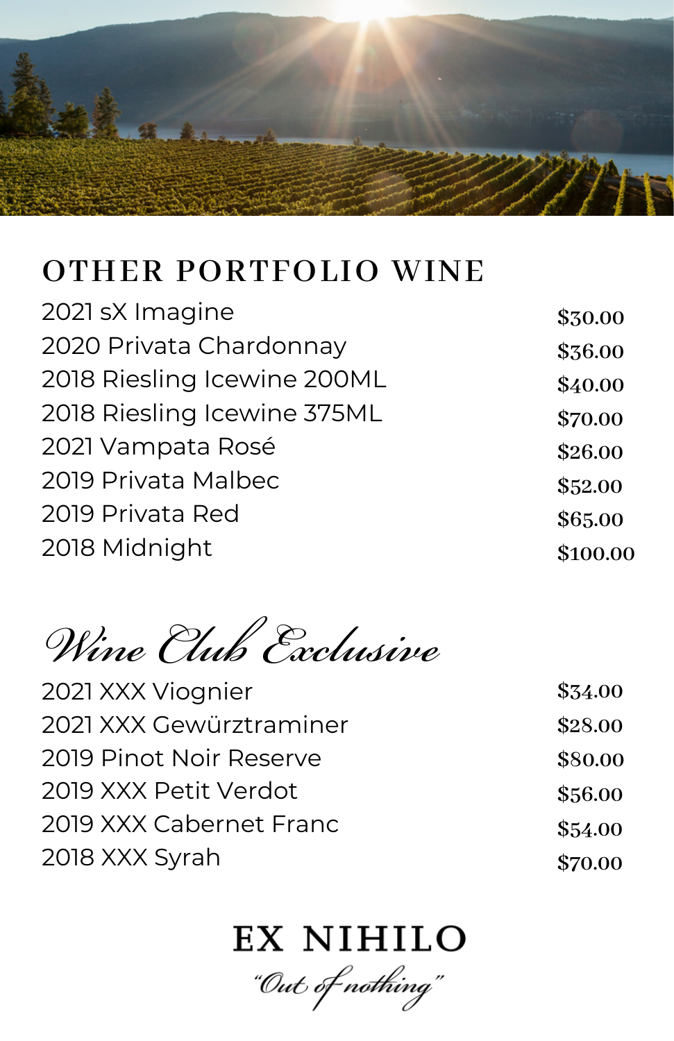## OTHER PORTFOLIO WINE

| | |
|---|---|
| 2021 sX Imagine | $30.00 |
| 2020 Privata Chardonnay | $36.00 |
| 2018 Riesling Icewine 200ML | $40.00 |
| 2018 Riesling Icewine 375ML | $70.00 |
| 2021 Vampata Rosé | $26.00 |
| 2019 Privata Malbec | $52.00 |
| 2019 Privata Red | $65.00 |
| 2018 Midnight | $100.00 |

## *Wine Club Exclusive*

| | |
|---|---|
| 2021 XXX Viognier | $34.00 |
| 2021 XXX Gewürztraminer | $28.00 |
| 2019 Pinot Noir Reserve | $80.00 |
| 2019 XXX Petit Verdot | $56.00 |
| 2019 XXX Cabernet Franc | $54.00 |
| 2018 XXX Syrah | $70.00 |

**EX NIHILO**

*"Out of nothing"*